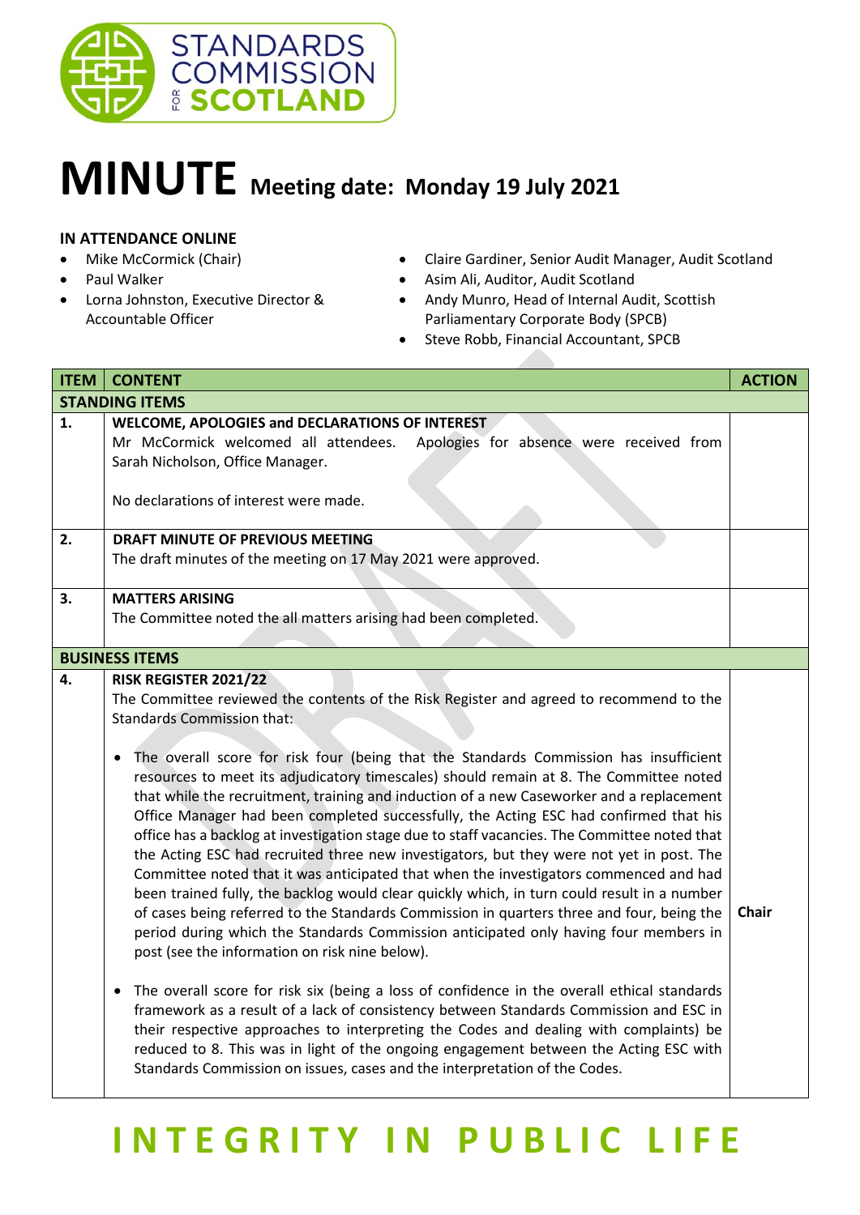# MINUTE Meeting date: Monday 19 July 2021

**IN ATTENDANCE ONLINE**

- Mike McCormick (Chair)
- Paul Walker
- Lorna Johnston, Executive Director & Accountable Officer
- Claire Gardiner, Senior Audit Manager, Audit Scotland
- Asim Ali, Auditor, Audit Scotland
- Andy Munro, Head of Internal Audit, Scottish Parliamentary Corporate Body (SPCB)
- Steve Robb, Financial Accountant, SPCB

| ITEM | CONTENT | ACTION |
|---|---|---|
| **STANDING ITEMS** | | |
| **1.** | **WELCOME, APOLOGIES and DECLARATIONS OF INTEREST**<br>Mr McCormick welcomed all attendees. Apologies for absence were received from Sarah Nicholson, Office Manager.<br><br>No declarations of interest were made. | |
| **2.** | **DRAFT MINUTE OF PREVIOUS MEETING**<br>The draft minutes of the meeting on 17 May 2021 were approved. | |
| **3.** | **MATTERS ARISING**<br>The Committee noted the all matters arising had been completed. | |
| **BUSINESS ITEMS** | | |
| **4.** | **RISK REGISTER 2021/22**<br>The Committee reviewed the contents of the Risk Register and agreed to recommend to the Standards Commission that:<br><br>• The overall score for risk four (being that the Standards Commission has insufficient resources to meet its adjudicatory timescales) should remain at 8. The Committee noted that while the recruitment, training and induction of a new Caseworker and a replacement Office Manager had been completed successfully, the Acting ESC had confirmed that his office has a backlog at investigation stage due to staff vacancies. The Committee noted that the Acting ESC had recruited three new investigators, but they were not yet in post. The Committee noted that it was anticipated that when the investigators commenced and had been trained fully, the backlog would clear quickly which, in turn could result in a number of cases being referred to the Standards Commission in quarters three and four, being the period during which the Standards Commission anticipated only having four members in post (see the information on risk nine below).<br><br>• The overall score for risk six (being a loss of confidence in the overall ethical standards framework as a result of a lack of consistency between Standards Commission and ESC in their respective approaches to interpreting the Codes and dealing with complaints) be reduced to 8. This was in light of the ongoing engagement between the Acting ESC with Standards Commission on issues, cases and the interpretation of the Codes. | **Chair** |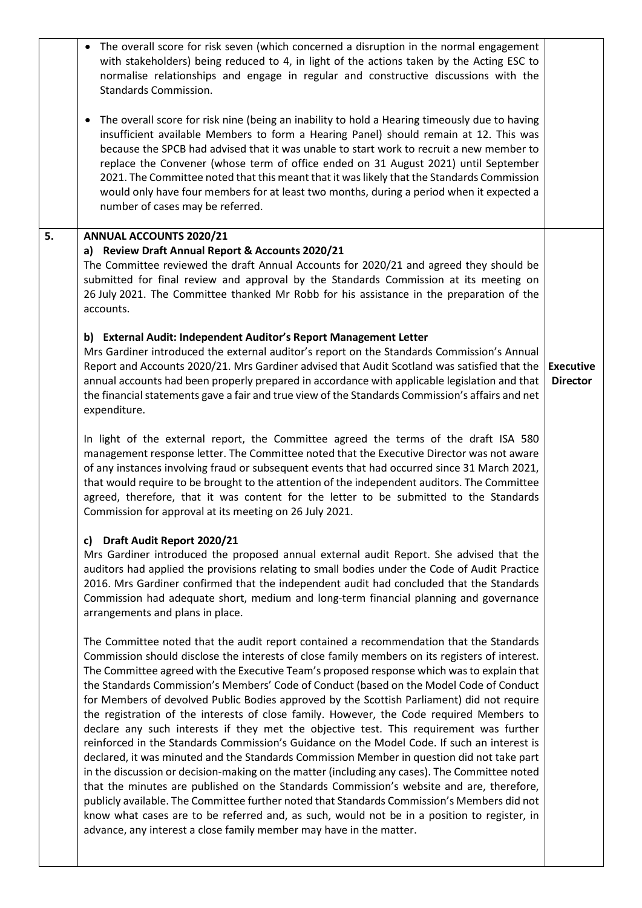| | | |
|---|---|---|
| | • The overall score for risk seven (which concerned a disruption in the normal engagement with stakeholders) being reduced to 4, in light of the actions taken by the Acting ESC to normalise relationships and engage in regular and constructive discussions with the Standards Commission.<br><br>• The overall score for risk nine (being an inability to hold a Hearing timeously due to having insufficient available Members to form a Hearing Panel) should remain at 12. This was because the SPCB had advised that it was unable to start work to recruit a new member to replace the Convener (whose term of office ended on 31 August 2021) until September 2021. The Committee noted that this meant that it was likely that the Standards Commission would only have four members for at least two months, during a period when it expected a number of cases may be referred. | |
| **5.** | **ANNUAL ACCOUNTS 2020/21**<br>**a) Review Draft Annual Report & Accounts 2020/21**<br>The Committee reviewed the draft Annual Accounts for 2020/21 and agreed they should be submitted for final review and approval by the Standards Commission at its meeting on 26 July 2021. The Committee thanked Mr Robb for his assistance in the preparation of the accounts.<br><br>**b) External Audit: Independent Auditor's Report Management Letter**<br>Mrs Gardiner introduced the external auditor's report on the Standards Commission's Annual Report and Accounts 2020/21. Mrs Gardiner advised that Audit Scotland was satisfied that the annual accounts had been properly prepared in accordance with applicable legislation and that the financial statements gave a fair and true view of the Standards Commission's affairs and net expenditure.<br><br>In light of the external report, the Committee agreed the terms of the draft ISA 580 management response letter. The Committee noted that the Executive Director was not aware of any instances involving fraud or subsequent events that had occurred since 31 March 2021, that would require to be brought to the attention of the independent auditors. The Committee agreed, therefore, that it was content for the letter to be submitted to the Standards Commission for approval at its meeting on 26 July 2021.<br><br>**c) Draft Audit Report 2020/21**<br>Mrs Gardiner introduced the proposed annual external audit Report. She advised that the auditors had applied the provisions relating to small bodies under the Code of Audit Practice 2016. Mrs Gardiner confirmed that the independent audit had concluded that the Standards Commission had adequate short, medium and long-term financial planning and governance arrangements and plans in place.<br><br>The Committee noted that the audit report contained a recommendation that the Standards Commission should disclose the interests of close family members on its registers of interest. The Committee agreed with the Executive Team's proposed response which was to explain that the Standards Commission's Members' Code of Conduct (based on the Model Code of Conduct for Members of devolved Public Bodies approved by the Scottish Parliament) did not require the registration of the interests of close family. However, the Code required Members to declare any such interests if they met the objective test. This requirement was further reinforced in the Standards Commission's Guidance on the Model Code. If such an interest is declared, it was minuted and the Standards Commission Member in question did not take part in the discussion or decision-making on the matter (including any cases). The Committee noted that the minutes are published on the Standards Commission's website and are, therefore, publicly available. The Committee further noted that Standards Commission's Members did not know what cases are to be referred and, as such, would not be in a position to register, in advance, any interest a close family member may have in the matter. | **Executive Director** |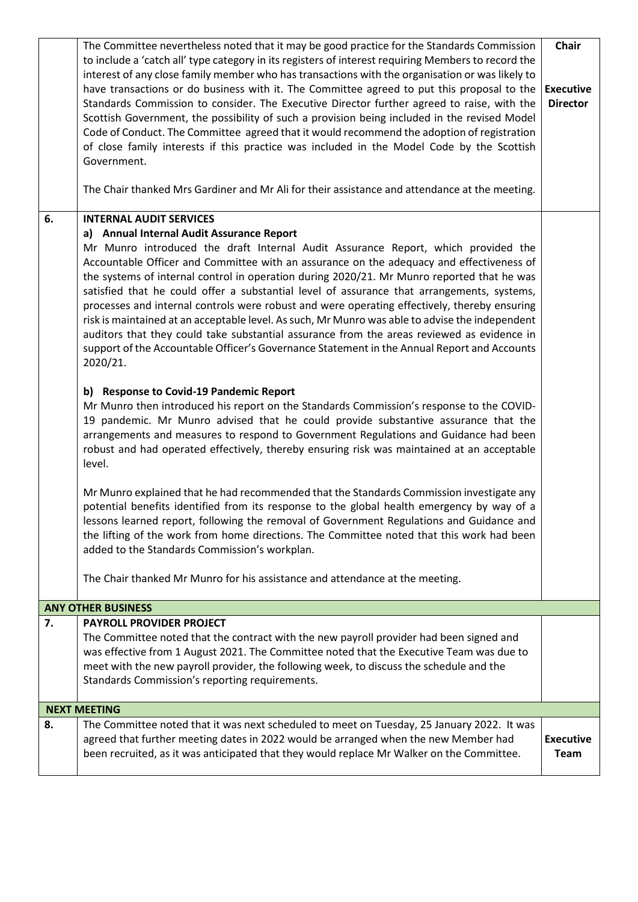| | | |
|---|---|---|
| | The Committee nevertheless noted that it may be good practice for the Standards Commission to include a 'catch all' type category in its registers of interest requiring Members to record the interest of any close family member who has transactions with the organisation or was likely to have transactions or do business with it. The Committee agreed to put this proposal to the Standards Commission to consider. The Executive Director further agreed to raise, with the Scottish Government, the possibility of such a provision being included in the revised Model Code of Conduct. The Committee agreed that it would recommend the adoption of registration of close family interests if this practice was included in the Model Code by the Scottish Government.<br><br>The Chair thanked Mrs Gardiner and Mr Ali for their assistance and attendance at the meeting. | **Chair**<br><br>**Executive Director** |
| **6.** | **INTERNAL AUDIT SERVICES**<br>**a) Annual Internal Audit Assurance Report**<br>Mr Munro introduced the draft Internal Audit Assurance Report, which provided the Accountable Officer and Committee with an assurance on the adequacy and effectiveness of the systems of internal control in operation during 2020/21. Mr Munro reported that he was satisfied that he could offer a substantial level of assurance that arrangements, systems, processes and internal controls were robust and were operating effectively, thereby ensuring risk is maintained at an acceptable level. As such, Mr Munro was able to advise the independent auditors that they could take substantial assurance from the areas reviewed as evidence in support of the Accountable Officer's Governance Statement in the Annual Report and Accounts 2020/21.<br><br>**b) Response to Covid-19 Pandemic Report**<br>Mr Munro then introduced his report on the Standards Commission's response to the COVID-19 pandemic. Mr Munro advised that he could provide substantive assurance that the arrangements and measures to respond to Government Regulations and Guidance had been robust and had operated effectively, thereby ensuring risk was maintained at an acceptable level.<br><br>Mr Munro explained that he had recommended that the Standards Commission investigate any potential benefits identified from its response to the global health emergency by way of a lessons learned report, following the removal of Government Regulations and Guidance and the lifting of the work from home directions. The Committee noted that this work had been added to the Standards Commission's workplan.<br><br>The Chair thanked Mr Munro for his assistance and attendance at the meeting. | |
| **ANY OTHER BUSINESS** | | |
| **7.** | **PAYROLL PROVIDER PROJECT**<br>The Committee noted that the contract with the new payroll provider had been signed and was effective from 1 August 2021. The Committee noted that the Executive Team was due to meet with the new payroll provider, the following week, to discuss the schedule and the Standards Commission's reporting requirements. | |
| **NEXT MEETING** | | |
| **8.** | The Committee noted that it was next scheduled to meet on Tuesday, 25 January 2022. It was agreed that further meeting dates in 2022 would be arranged when the new Member had been recruited, as it was anticipated that they would replace Mr Walker on the Committee. | **Executive Team** |